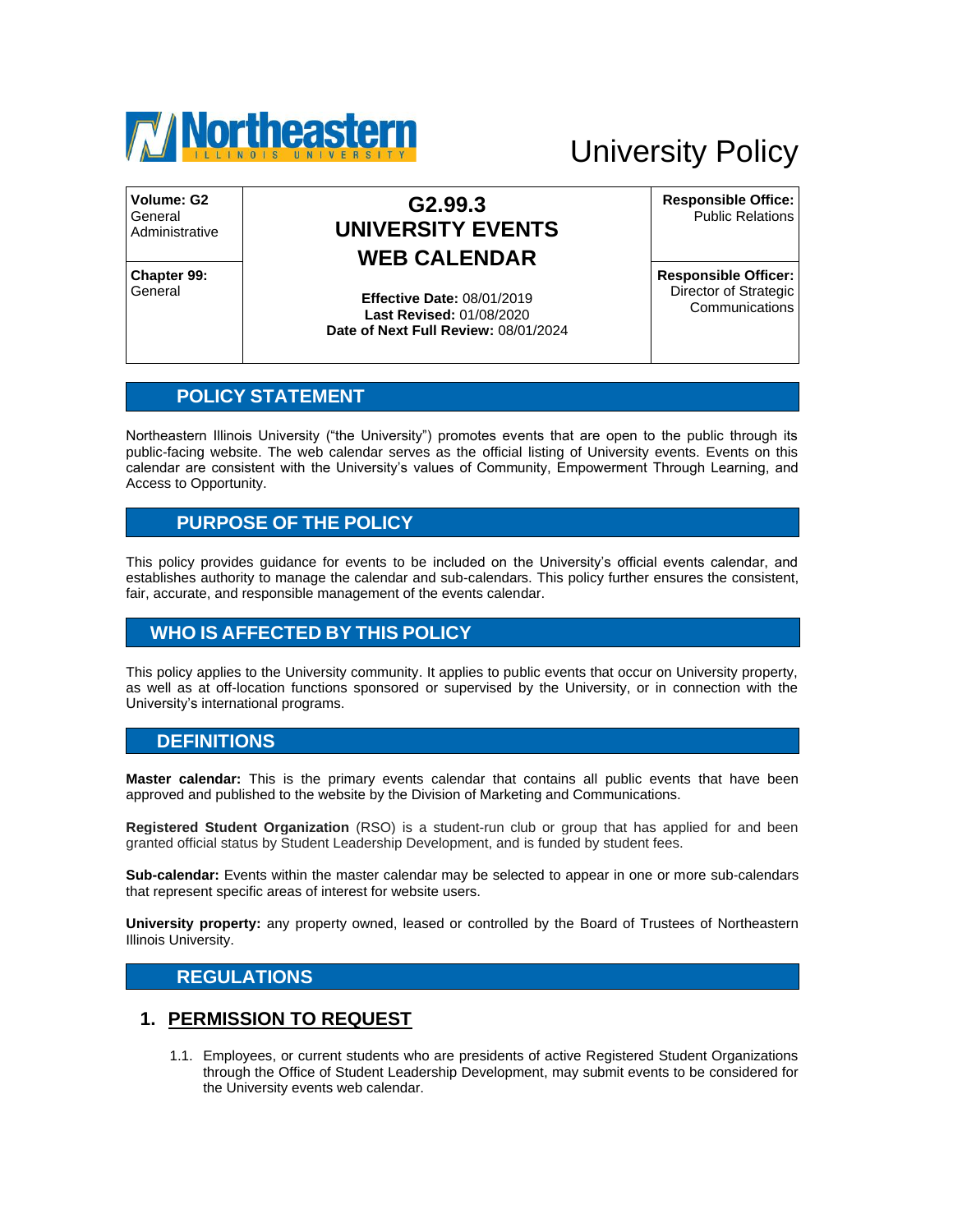Northeastern Illinois University

# University Policy

| Volume: G2 General Administrative | G2.99.3 UNIVERSITY EVENTS WEB CALENDAR | Responsible Office: Public Relations |
|---|---|---|
| **Chapter 99:** General | **Effective Date:** 08/01/2019<br>**Last Revised:** 01/08/2020<br>**Date of Next Full Review:** 08/01/2024 | **Responsible Officer:** Director of Strategic Communications |

## POLICY STATEMENT

Northeastern Illinois University ("the University") promotes events that are open to the public through its public-facing website. The web calendar serves as the official listing of University events. Events on this calendar are consistent with the University's values of Community, Empowerment Through Learning, and Access to Opportunity.

## PURPOSE OF THE POLICY

This policy provides guidance for events to be included on the University's official events calendar, and establishes authority to manage the calendar and sub-calendars. This policy further ensures the consistent, fair, accurate, and responsible management of the events calendar.

## WHO IS AFFECTED BY THIS POLICY

This policy applies to the University community. It applies to public events that occur on University property, as well as at off-location functions sponsored or supervised by the University, or in connection with the University's international programs.

## DEFINITIONS

**Master calendar:** This is the primary events calendar that contains all public events that have been approved and published to the website by the Division of Marketing and Communications.

**Registered Student Organization** (RSO) is a student-run club or group that has applied for and been granted official status by Student Leadership Development, and is funded by student fees.

**Sub-calendar:** Events within the master calendar may be selected to appear in one or more sub-calendars that represent specific areas of interest for website users.

**University property:** any property owned, leased or controlled by the Board of Trustees of Northeastern Illinois University.

## REGULATIONS

### 1. PERMISSION TO REQUEST

1.1. Employees, or current students who are presidents of active Registered Student Organizations through the Office of Student Leadership Development, may submit events to be considered for the University events web calendar.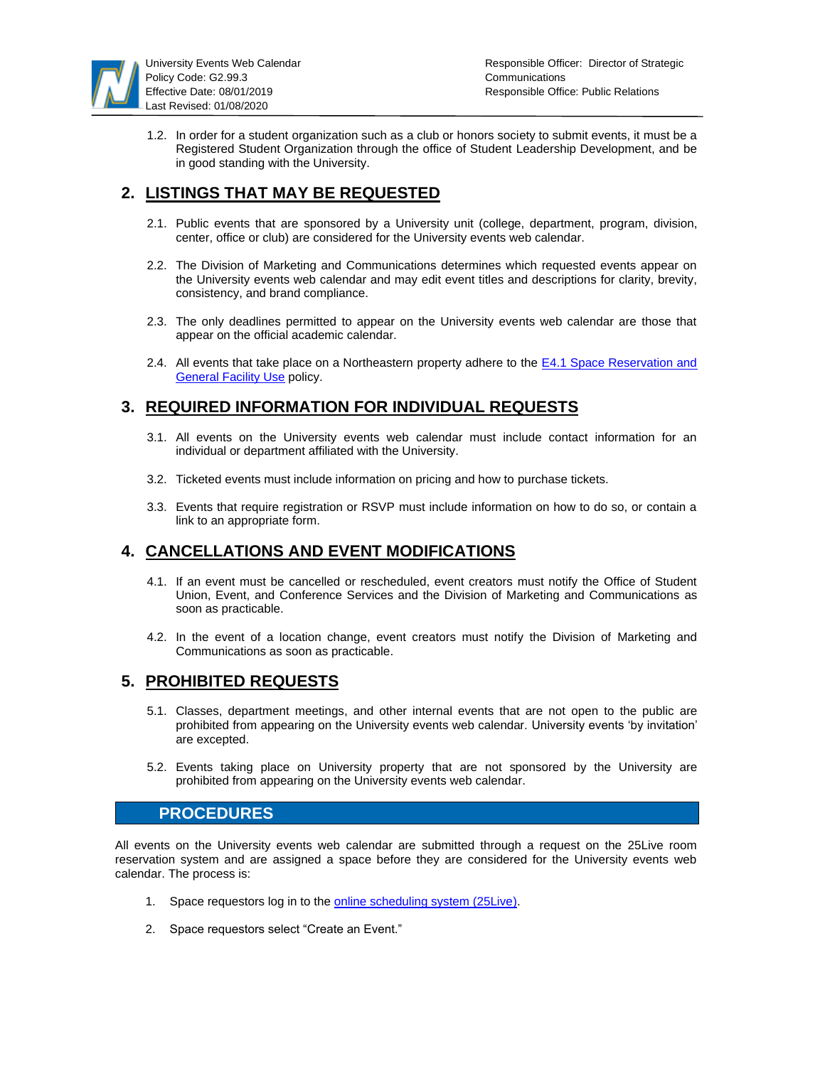1.2. In order for a student organization such as a club or honors society to submit events, it must be a Registered Student Organization through the office of Student Leadership Development, and be in good standing with the University.

## 2. LISTINGS THAT MAY BE REQUESTED

2.1. Public events that are sponsored by a University unit (college, department, program, division, center, office or club) are considered for the University events web calendar.

2.2. The Division of Marketing and Communications determines which requested events appear on the University events web calendar and may edit event titles and descriptions for clarity, brevity, consistency, and brand compliance.

2.3. The only deadlines permitted to appear on the University events web calendar are those that appear on the official academic calendar.

2.4. All events that take place on a Northeastern property adhere to the E4.1 Space Reservation and General Facility Use policy.

## 3. REQUIRED INFORMATION FOR INDIVIDUAL REQUESTS

3.1. All events on the University events web calendar must include contact information for an individual or department affiliated with the University.

3.2. Ticketed events must include information on pricing and how to purchase tickets.

3.3. Events that require registration or RSVP must include information on how to do so, or contain a link to an appropriate form.

## 4. CANCELLATIONS AND EVENT MODIFICATIONS

4.1. If an event must be cancelled or rescheduled, event creators must notify the Office of Student Union, Event, and Conference Services and the Division of Marketing and Communications as soon as practicable.

4.2. In the event of a location change, event creators must notify the Division of Marketing and Communications as soon as practicable.

## 5. PROHIBITED REQUESTS

5.1. Classes, department meetings, and other internal events that are not open to the public are prohibited from appearing on the University events web calendar. University events 'by invitation' are excepted.

5.2. Events taking place on University property that are not sponsored by the University are prohibited from appearing on the University events web calendar.

# PROCEDURES

All events on the University events web calendar are submitted through a request on the 25Live room reservation system and are assigned a space before they are considered for the University events web calendar. The process is:

1. Space requestors log in to the online scheduling system (25Live).

2. Space requestors select "Create an Event."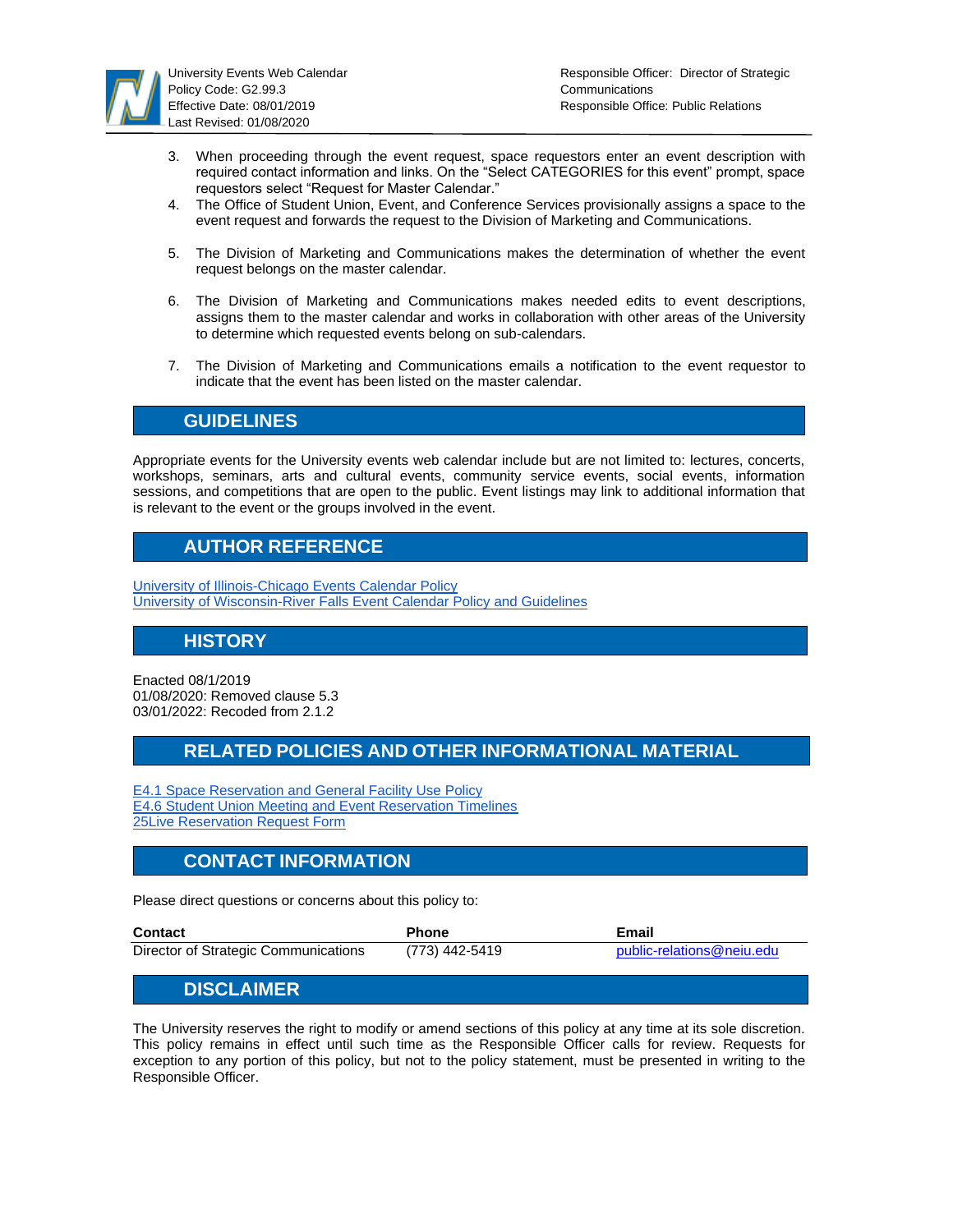3. When proceeding through the event request, space requestors enter an event description with required contact information and links. On the "Select CATEGORIES for this event" prompt, space requestors select "Request for Master Calendar."
4. The Office of Student Union, Event, and Conference Services provisionally assigns a space to the event request and forwards the request to the Division of Marketing and Communications.
5. The Division of Marketing and Communications makes the determination of whether the event request belongs on the master calendar.
6. The Division of Marketing and Communications makes needed edits to event descriptions, assigns them to the master calendar and works in collaboration with other areas of the University to determine which requested events belong on sub-calendars.
7. The Division of Marketing and Communications emails a notification to the event requestor to indicate that the event has been listed on the master calendar.

## GUIDELINES

Appropriate events for the University events web calendar include but are not limited to: lectures, concerts, workshops, seminars, arts and cultural events, community service events, social events, information sessions, and competitions that are open to the public. Event listings may link to additional information that is relevant to the event or the groups involved in the event.

## AUTHOR REFERENCE

University of Illinois-Chicago Events Calendar Policy
University of Wisconsin-River Falls Event Calendar Policy and Guidelines

## HISTORY

Enacted 08/1/2019
01/08/2020: Removed clause 5.3
03/01/2022: Recoded from 2.1.2

## RELATED POLICIES AND OTHER INFORMATIONAL MATERIAL

E4.1 Space Reservation and General Facility Use Policy
E4.6 Student Union Meeting and Event Reservation Timelines
25Live Reservation Request Form

## CONTACT INFORMATION

Please direct questions or concerns about this policy to:

| Contact | Phone | Email |
|---|---|---|
| Director of Strategic Communications | (773) 442-5419 | public-relations@neiu.edu |

## DISCLAIMER

The University reserves the right to modify or amend sections of this policy at any time at its sole discretion. This policy remains in effect until such time as the Responsible Officer calls for review. Requests for exception to any portion of this policy, but not to the policy statement, must be presented in writing to the Responsible Officer.